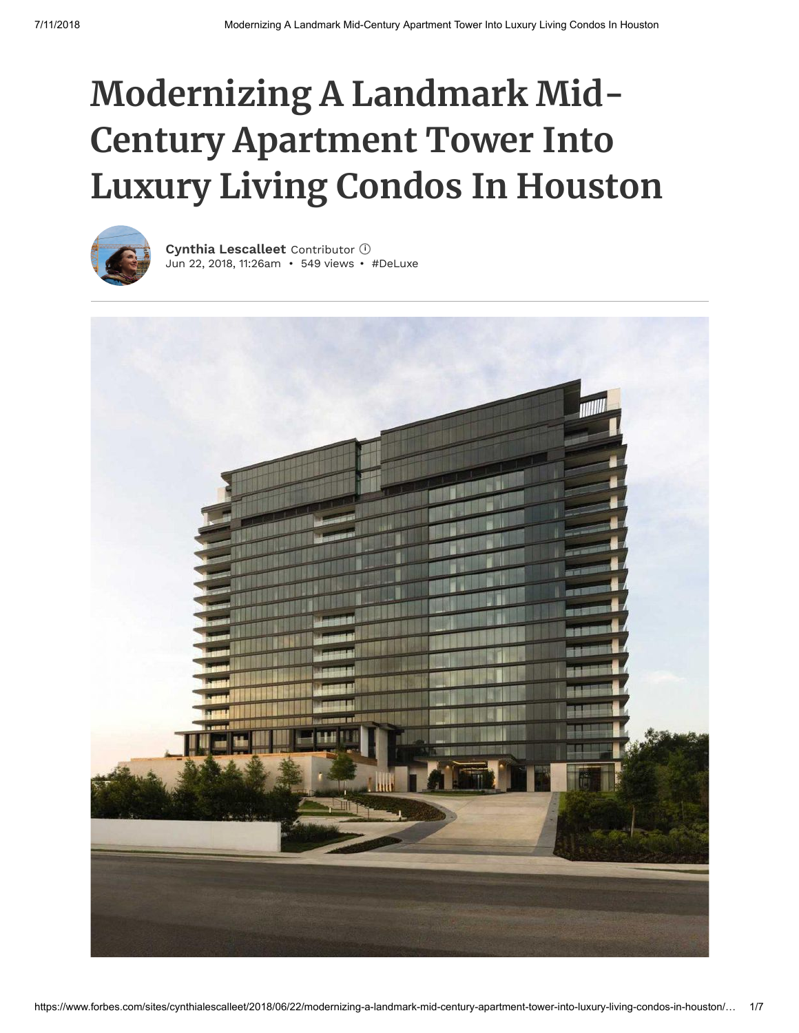# Modernizing A Landmark Mid-Century Apartment Tower Into Luxury Living Condos In Houston

**Cynthia Lescalleet** Contributor ⓘ
Jun 22, 2018, 11:26am • 549 views • #DeLuxe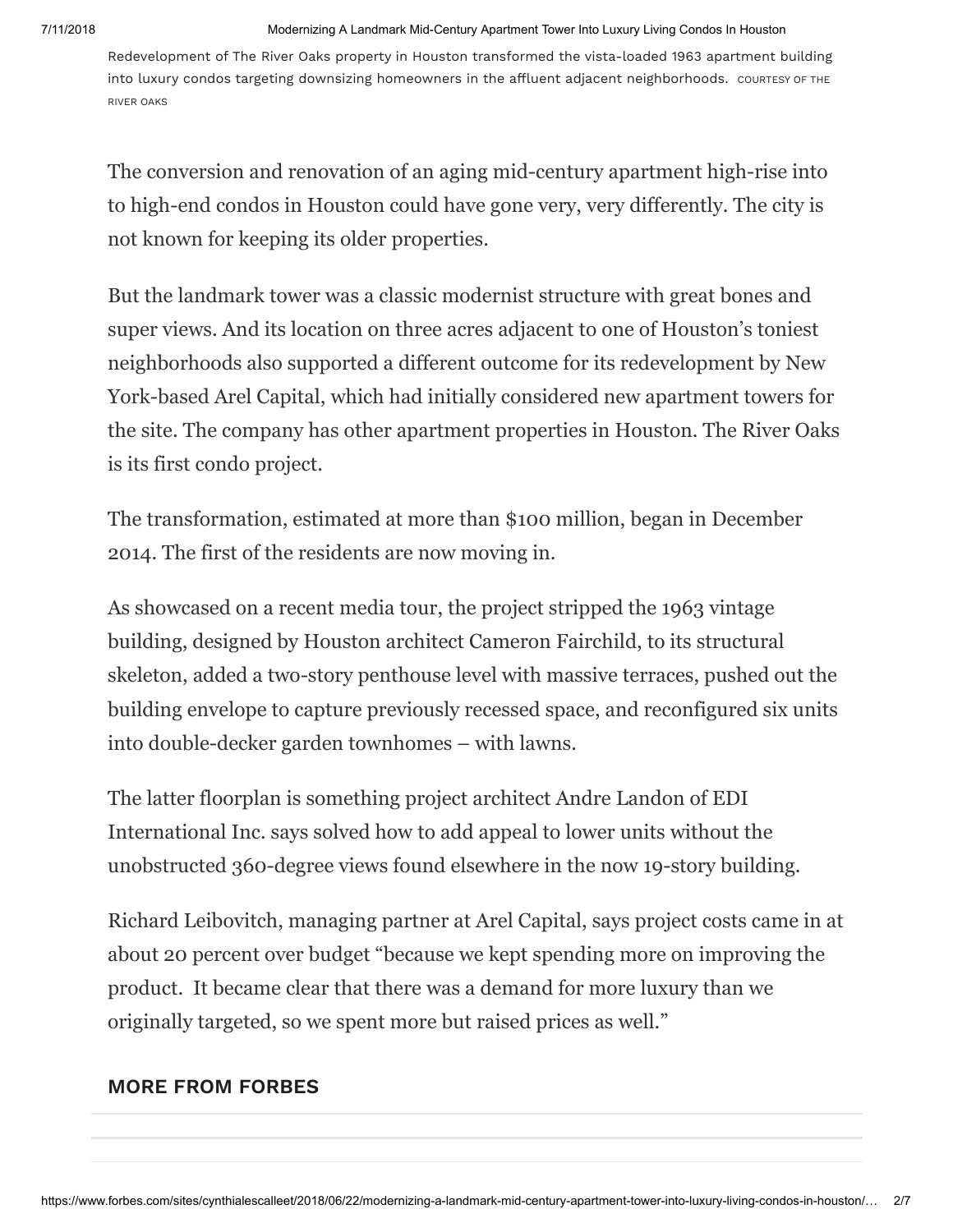Redevelopment of The River Oaks property in Houston transformed the vista-loaded 1963 apartment building into luxury condos targeting downsizing homeowners in the affluent adjacent neighborhoods. COURTESY OF THE RIVER OAKS

The conversion and renovation of an aging mid-century apartment high-rise into to high-end condos in Houston could have gone very, very differently. The city is not known for keeping its older properties.

But the landmark tower was a classic modernist structure with great bones and super views. And its location on three acres adjacent to one of Houston's toniest neighborhoods also supported a different outcome for its redevelopment by New York-based Arel Capital, which had initially considered new apartment towers for the site. The company has other apartment properties in Houston. The River Oaks is its first condo project.

The transformation, estimated at more than $100 million, began in December 2014. The first of the residents are now moving in.

As showcased on a recent media tour, the project stripped the 1963 vintage building, designed by Houston architect Cameron Fairchild, to its structural skeleton, added a two-story penthouse level with massive terraces, pushed out the building envelope to capture previously recessed space, and reconfigured six units into double-decker garden townhomes – with lawns.

The latter floorplan is something project architect Andre Landon of EDI International Inc. says solved how to add appeal to lower units without the unobstructed 360-degree views found elsewhere in the now 19-story building.

Richard Leibovitch, managing partner at Arel Capital, says project costs came in at about 20 percent over budget "because we kept spending more on improving the product.  It became clear that there was a demand for more luxury than we originally targeted, so we spent more but raised prices as well."

**MORE FROM FORBES**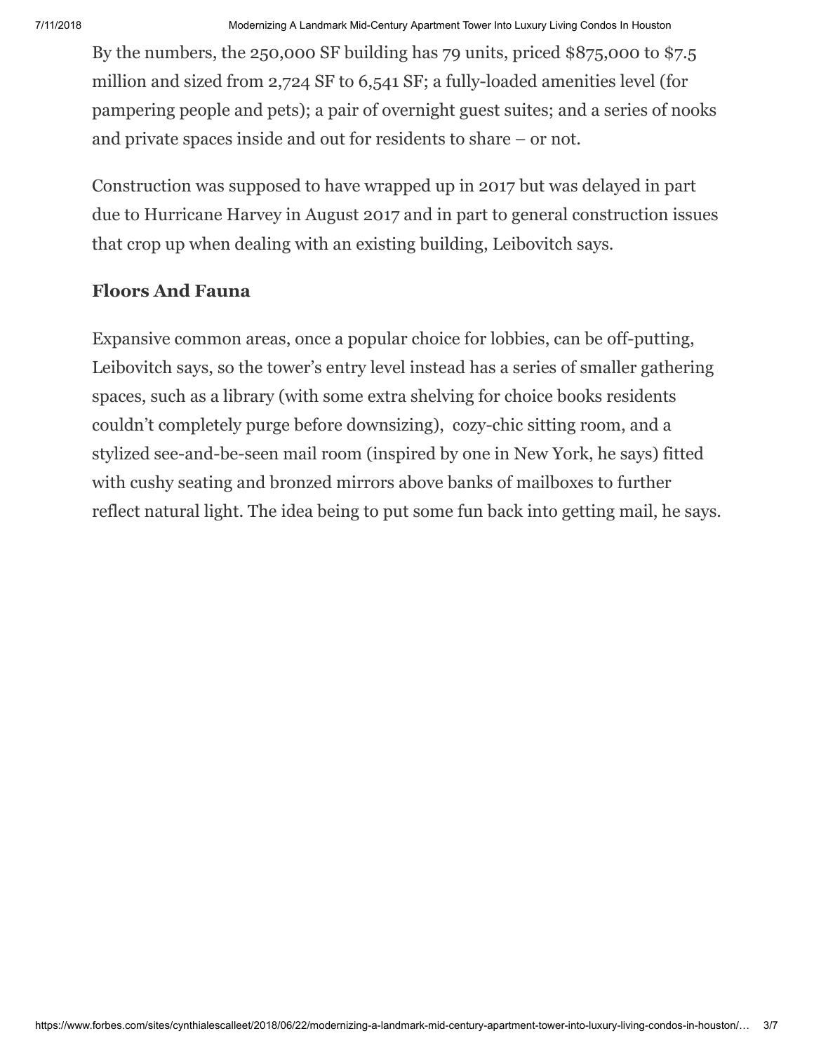By the numbers, the 250,000 SF building has 79 units, priced $875,000 to $7.5 million and sized from 2,724 SF to 6,541 SF; a fully-loaded amenities level (for pampering people and pets); a pair of overnight guest suites; and a series of nooks and private spaces inside and out for residents to share – or not.

Construction was supposed to have wrapped up in 2017 but was delayed in part due to Hurricane Harvey in August 2017 and in part to general construction issues that crop up when dealing with an existing building, Leibovitch says.

### Floors And Fauna

Expansive common areas, once a popular choice for lobbies, can be off-putting, Leibovitch says, so the tower's entry level instead has a series of smaller gathering spaces, such as a library (with some extra shelving for choice books residents couldn't completely purge before downsizing), cozy-chic sitting room, and a stylized see-and-be-seen mail room (inspired by one in New York, he says) fitted with cushy seating and bronzed mirrors above banks of mailboxes to further reflect natural light. The idea being to put some fun back into getting mail, he says.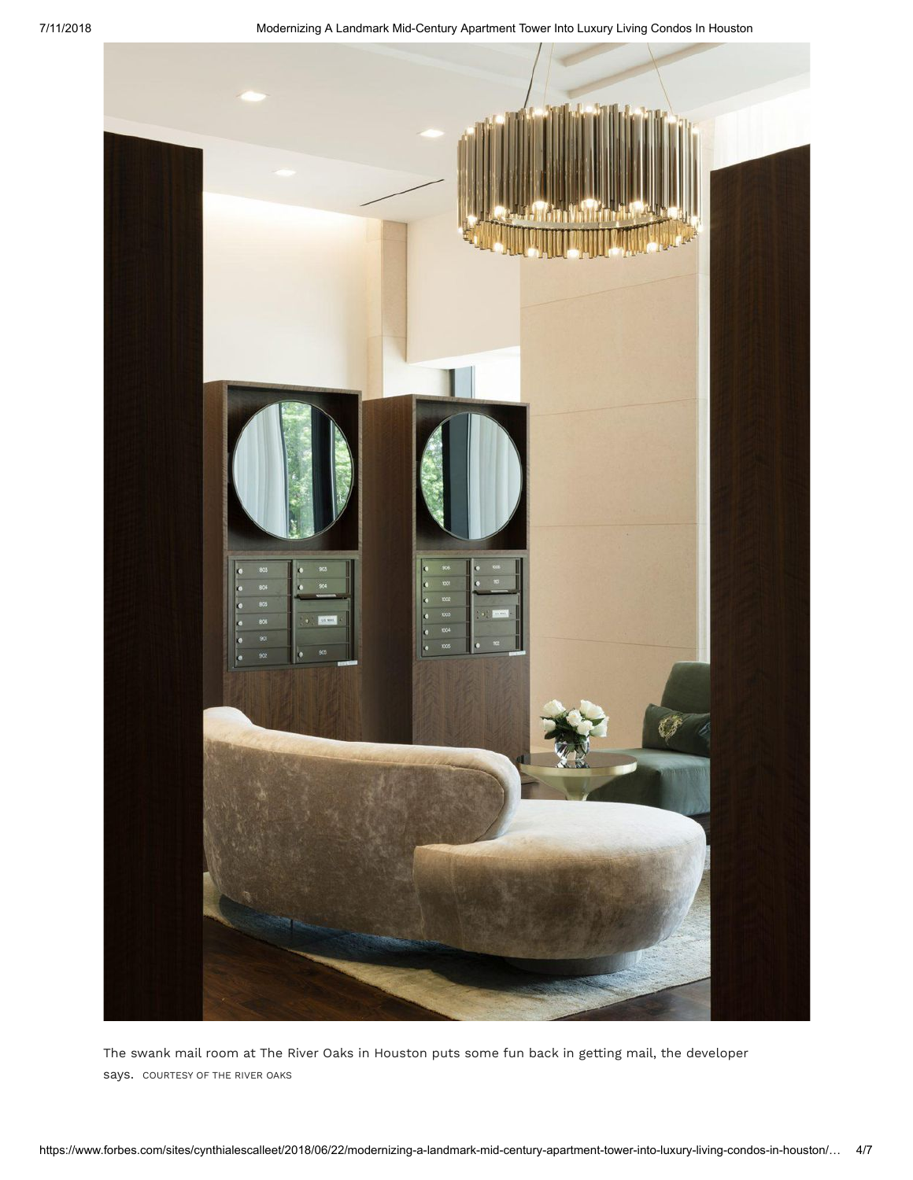The swank mail room at The River Oaks in Houston puts some fun back in getting mail, the developer says. COURTESY OF THE RIVER OAKS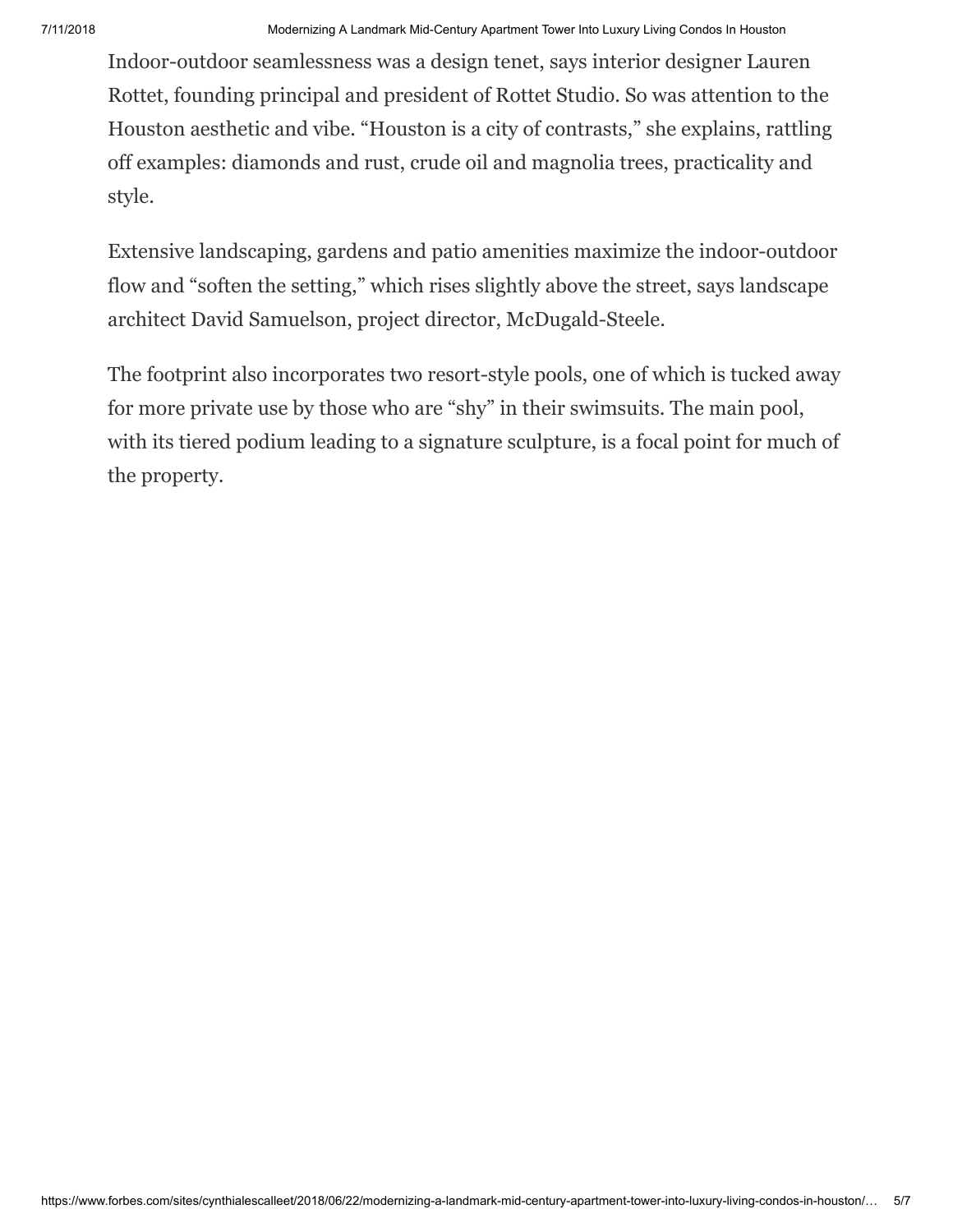Indoor-outdoor seamlessness was a design tenet, says interior designer Lauren Rottet, founding principal and president of Rottet Studio. So was attention to the Houston aesthetic and vibe. “Houston is a city of contrasts,” she explains, rattling off examples: diamonds and rust, crude oil and magnolia trees, practicality and style.

Extensive landscaping, gardens and patio amenities maximize the indoor-outdoor flow and “soften the setting,” which rises slightly above the street, says landscape architect David Samuelson, project director, McDugald-Steele.

The footprint also incorporates two resort-style pools, one of which is tucked away for more private use by those who are “shy” in their swimsuits. The main pool, with its tiered podium leading to a signature sculpture, is a focal point for much of the property.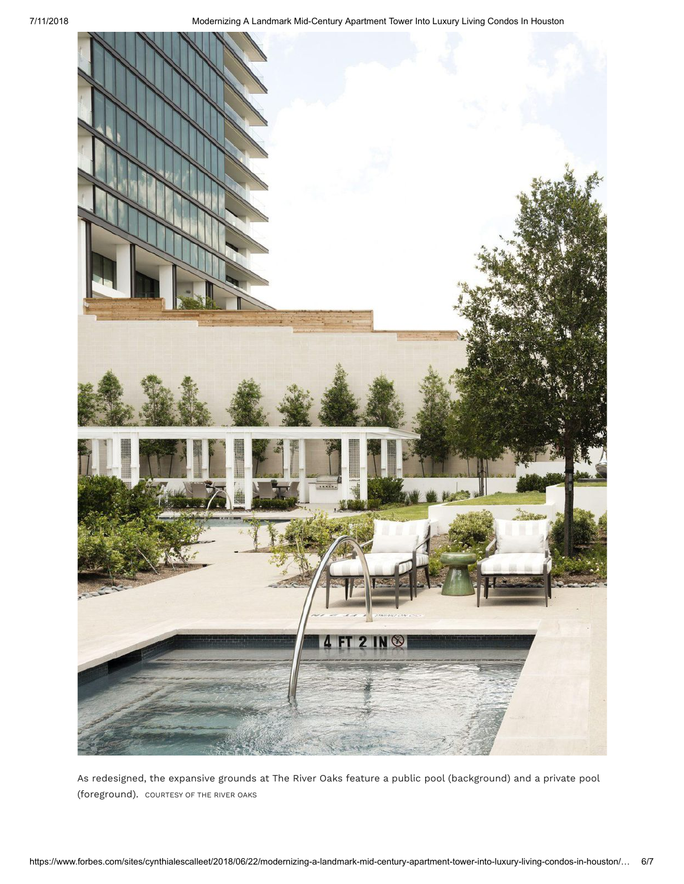As redesigned, the expansive grounds at The River Oaks feature a public pool (background) and a private pool (foreground). COURTESY OF THE RIVER OAKS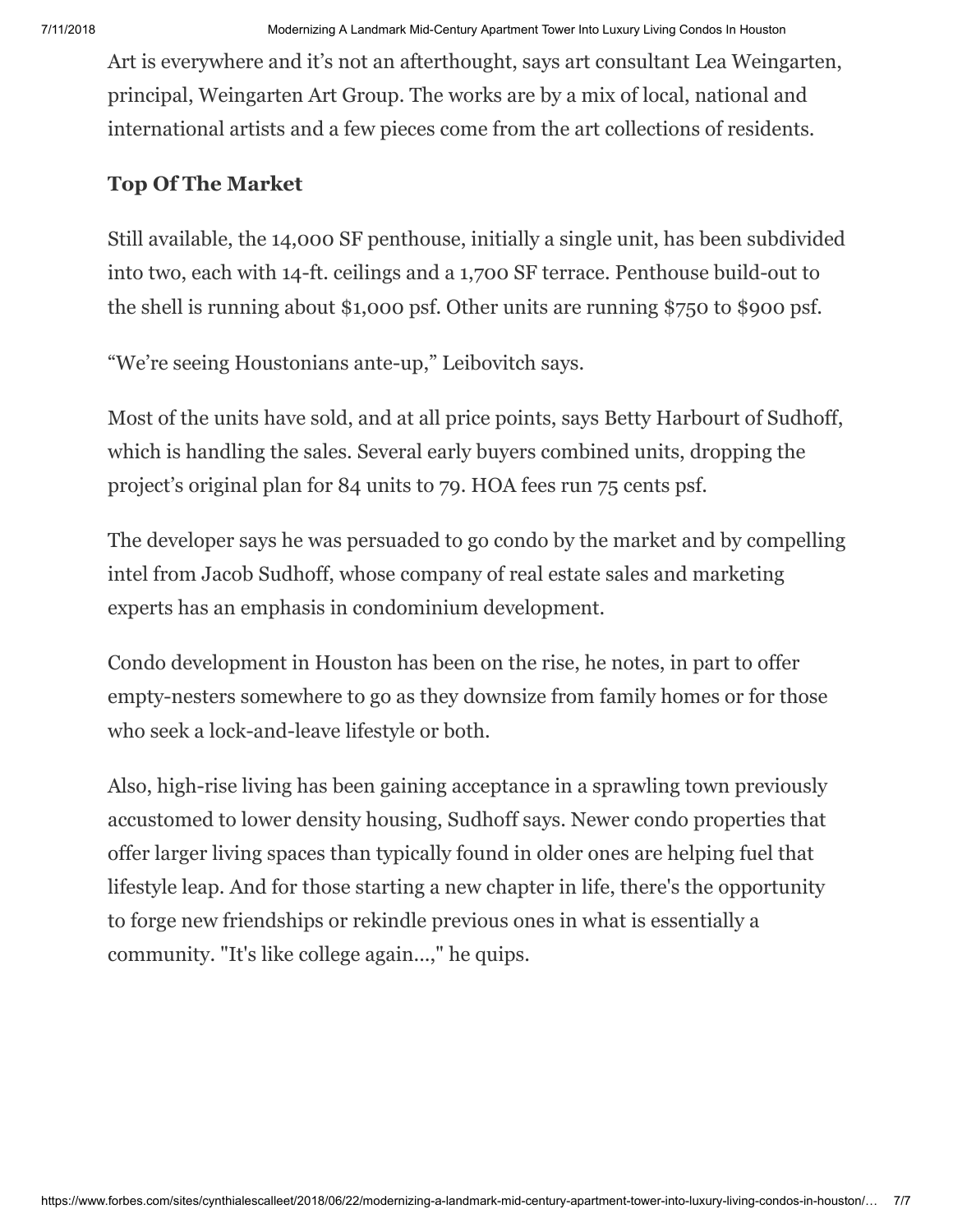Art is everywhere and it's not an afterthought, says art consultant Lea Weingarten, principal, Weingarten Art Group. The works are by a mix of local, national and international artists and a few pieces come from the art collections of residents.

**Top Of The Market**

Still available, the 14,000 SF penthouse, initially a single unit, has been subdivided into two, each with 14-ft. ceilings and a 1,700 SF terrace. Penthouse build-out to the shell is running about $1,000 psf. Other units are running $750 to $900 psf.

"We're seeing Houstonians ante-up," Leibovitch says.

Most of the units have sold, and at all price points, says Betty Harbourt of Sudhoff, which is handling the sales. Several early buyers combined units, dropping the project's original plan for 84 units to 79. HOA fees run 75 cents psf.

The developer says he was persuaded to go condo by the market and by compelling intel from Jacob Sudhoff, whose company of real estate sales and marketing experts has an emphasis in condominium development.

Condo development in Houston has been on the rise, he notes, in part to offer empty-nesters somewhere to go as they downsize from family homes or for those who seek a lock-and-leave lifestyle or both.

Also, high-rise living has been gaining acceptance in a sprawling town previously accustomed to lower density housing, Sudhoff says. Newer condo properties that offer larger living spaces than typically found in older ones are helping fuel that lifestyle leap. And for those starting a new chapter in life, there's the opportunity to forge new friendships or rekindle previous ones in what is essentially a community. "It's like college again...," he quips.